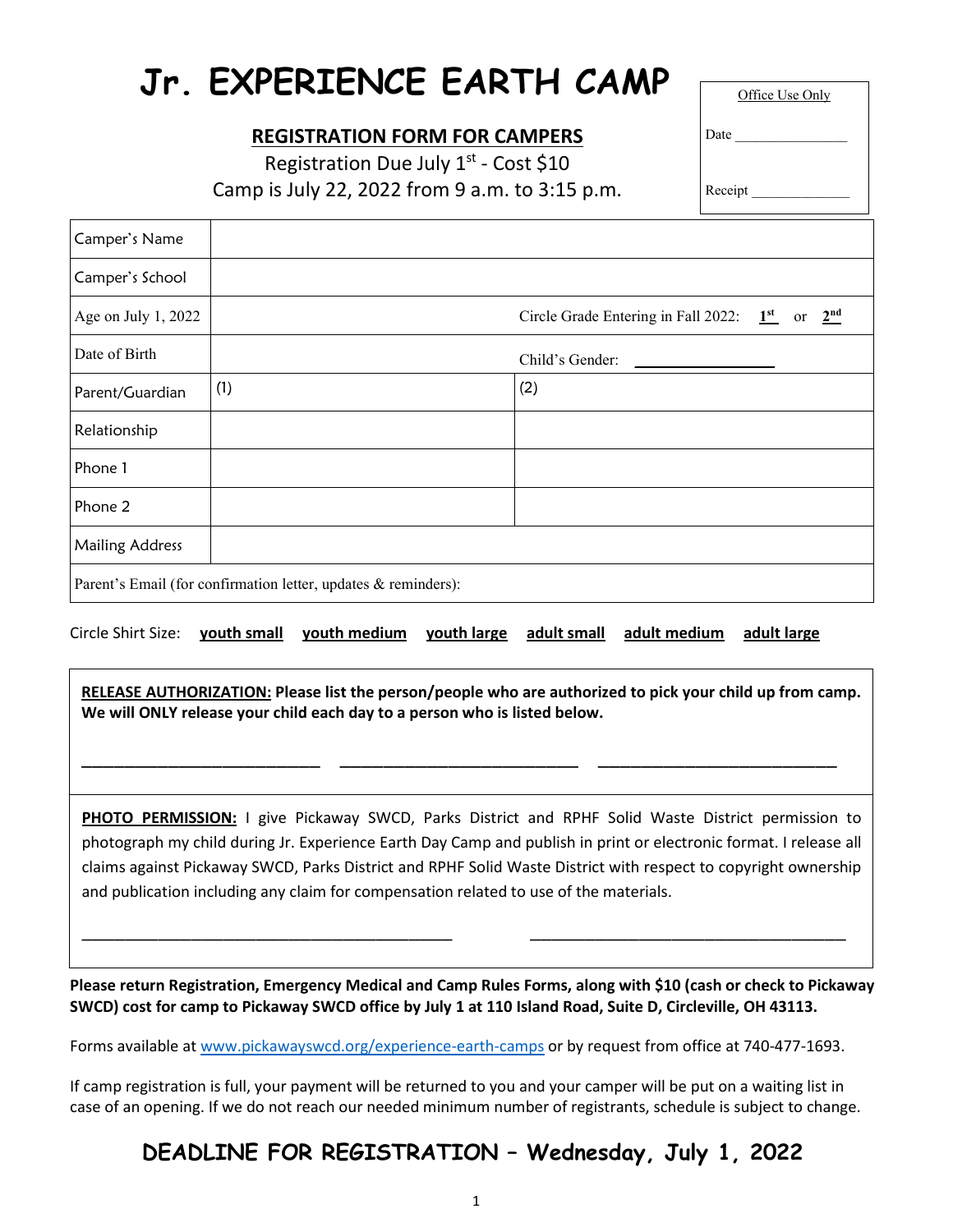# Jr. EXPERIENCE EARTH CAMP

| Office Use Only |
|---|
| Date _______________ |
| Receipt _____________ |

## REGISTRATION FORM FOR CAMPERS

Registration Due July 1st - Cost $10

Camp is July 22, 2022 from 9 a.m. to 3:15 p.m.

| | | |
|---|---|---|
| Camper's Name | | |
| Camper's School | | |
| Age on July 1, 2022 | | Circle Grade Entering in Fall 2022: **1st** or **2nd** |
| Date of Birth | | Child's Gender: _______________ |
| Parent/Guardian | (1) | (2) |
| Relationship | | |
| Phone 1 | | |
| Phone 2 | | |
| Mailing Address | | |
| Parent's Email (for confirmation letter, updates & reminders): | | |

Circle Shirt Size: **youth small** **youth medium** **youth large** **adult small** **adult medium** **adult large**

**RELEASE AUTHORIZATION: Please list the person/people who are authorized to pick your child up from camp. We will ONLY release your child each day to a person who is listed below.**

___________________________ ___________________________ ___________________________

**PHOTO PERMISSION:** I give Pickaway SWCD, Parks District and RPHF Solid Waste District permission to photograph my child during Jr. Experience Earth Day Camp and publish in print or electronic format. I release all claims against Pickaway SWCD, Parks District and RPHF Solid Waste District with respect to copyright ownership and publication including any claim for compensation related to use of the materials.

__________________________________________ ____________________________________

**Please return Registration, Emergency Medical and Camp Rules Forms, along with $10 (cash or check to Pickaway SWCD) cost for camp to Pickaway SWCD office by July 1 at 110 Island Road, Suite D, Circleville, OH 43113.**

Forms available at www.pickawayswcd.org/experience-earth-camps or by request from office at 740-477-1693.

If camp registration is full, your payment will be returned to you and your camper will be put on a waiting list in case of an opening. If we do not reach our needed minimum number of registrants, schedule is subject to change.

## DEADLINE FOR REGISTRATION – Wednesday, July 1, 2022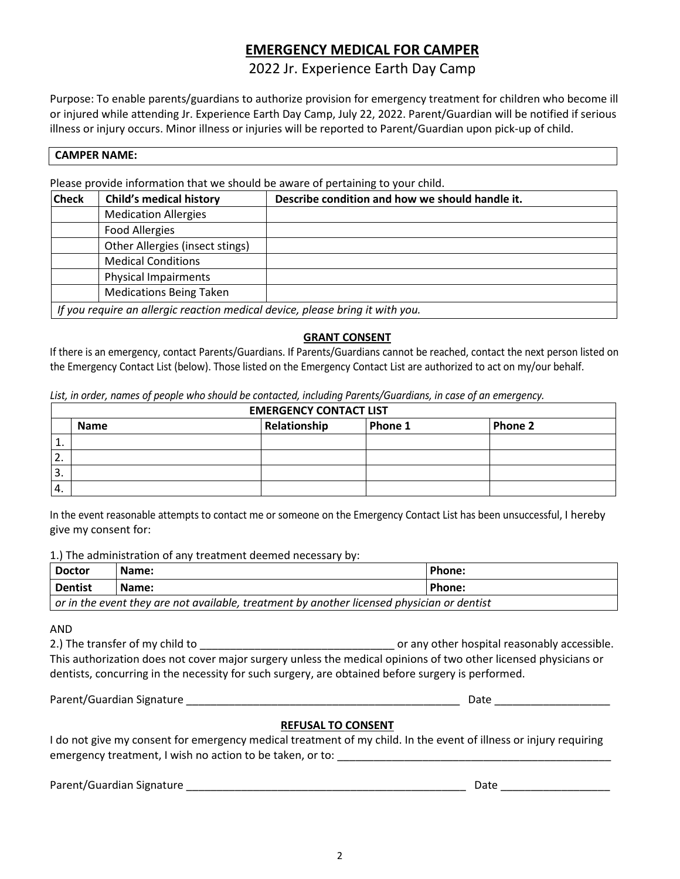# EMERGENCY MEDICAL FOR CAMPER

## 2022 Jr. Experience Earth Day Camp

Purpose: To enable parents/guardians to authorize provision for emergency treatment for children who become ill or injured while attending Jr. Experience Earth Day Camp, July 22, 2022. Parent/Guardian will be notified if serious illness or injury occurs. Minor illness or injuries will be reported to Parent/Guardian upon pick-up of child.

| **CAMPER NAME:** |
|---|

Please provide information that we should be aware of pertaining to your child.

| **Check** | **Child's medical history** | **Describe condition and how we should handle it.** |
|---|---|---|
| | Medication Allergies | |
| | Food Allergies | |
| | Other Allergies (insect stings) | |
| | Medical Conditions | |
| | Physical Impairments | |
| | Medications Being Taken | |
| *If you require an allergic reaction medical device, please bring it with you.* | | |

### GRANT CONSENT

If there is an emergency, contact Parents/Guardians. If Parents/Guardians cannot be reached, contact the next person listed on the Emergency Contact List (below). Those listed on the Emergency Contact List are authorized to act on my/our behalf.

*List, in order, names of people who should be contacted, including Parents/Guardians, in case of an emergency.*

| **EMERGENCY CONTACT LIST** | | | | |
|---|---|---|---|---|
| | **Name** | **Relationship** | **Phone 1** | **Phone 2** |
| 1. | | | | |
| 2. | | | | |
| 3. | | | | |
| 4. | | | | |

In the event reasonable attempts to contact me or someone on the Emergency Contact List has been unsuccessful, I hereby give my consent for:

1.) The administration of any treatment deemed necessary by:

| **Doctor** | **Name:** | **Phone:** |
|---|---|---|
| **Dentist** | **Name:** | **Phone:** |
| *or in the event they are not available, treatment by another licensed physician or dentist* | | |

AND

2.) The transfer of my child to ________________________________ or any other hospital reasonably accessible. This authorization does not cover major surgery unless the medical opinions of two other licensed physicians or dentists, concurring in the necessity for such surgery, are obtained before surgery is performed.

Parent/Guardian Signature ______________________________________________ Date ___________________

### REFUSAL TO CONSENT

I do not give my consent for emergency medical treatment of my child. In the event of illness or injury requiring emergency treatment, I wish no action to be taken, or to: _____________________________________________

Parent/Guardian Signature ______________________________________________ Date __________________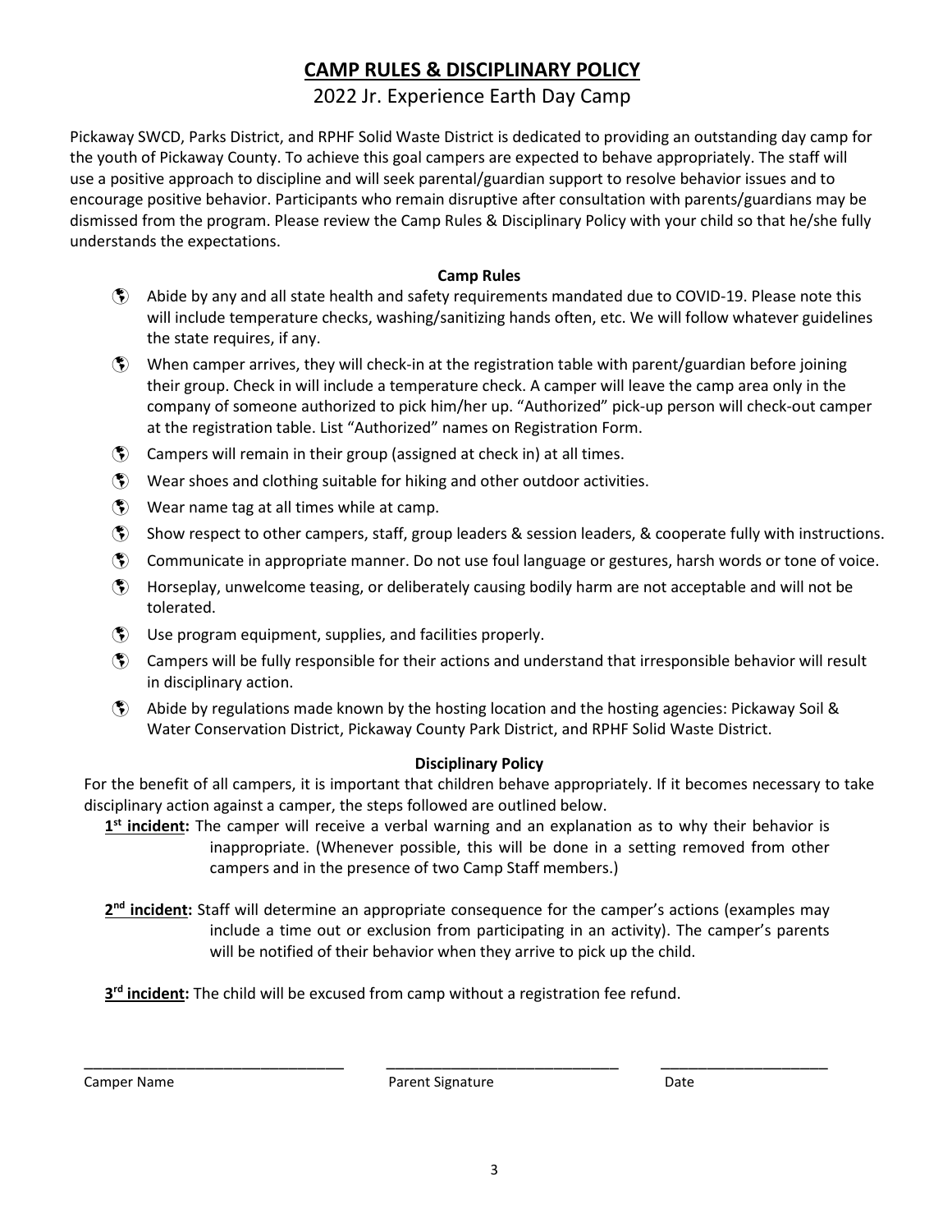# CAMP RULES & DISCIPLINARY POLICY

## 2022 Jr. Experience Earth Day Camp

Pickaway SWCD, Parks District, and RPHF Solid Waste District is dedicated to providing an outstanding day camp for the youth of Pickaway County. To achieve this goal campers are expected to behave appropriately. The staff will use a positive approach to discipline and will seek parental/guardian support to resolve behavior issues and to encourage positive behavior. Participants who remain disruptive after consultation with parents/guardians may be dismissed from the program. Please review the Camp Rules & Disciplinary Policy with your child so that he/she fully understands the expectations.

### Camp Rules

- Abide by any and all state health and safety requirements mandated due to COVID-19. Please note this will include temperature checks, washing/sanitizing hands often, etc. We will follow whatever guidelines the state requires, if any.
- When camper arrives, they will check-in at the registration table with parent/guardian before joining their group. Check in will include a temperature check. A camper will leave the camp area only in the company of someone authorized to pick him/her up. "Authorized" pick-up person will check-out camper at the registration table. List "Authorized" names on Registration Form.
- Campers will remain in their group (assigned at check in) at all times.
- Wear shoes and clothing suitable for hiking and other outdoor activities.
- Wear name tag at all times while at camp.
- Show respect to other campers, staff, group leaders & session leaders, & cooperate fully with instructions.
- Communicate in appropriate manner. Do not use foul language or gestures, harsh words or tone of voice.
- Horseplay, unwelcome teasing, or deliberately causing bodily harm are not acceptable and will not be tolerated.
- Use program equipment, supplies, and facilities properly.
- Campers will be fully responsible for their actions and understand that irresponsible behavior will result in disciplinary action.
- Abide by regulations made known by the hosting location and the hosting agencies: Pickaway Soil & Water Conservation District, Pickaway County Park District, and RPHF Solid Waste District.

### Disciplinary Policy

For the benefit of all campers, it is important that children behave appropriately. If it becomes necessary to take disciplinary action against a camper, the steps followed are outlined below.

**1st incident:** The camper will receive a verbal warning and an explanation as to why their behavior is inappropriate. (Whenever possible, this will be done in a setting removed from other campers and in the presence of two Camp Staff members.)

**2nd incident:** Staff will determine an appropriate consequence for the camper's actions (examples may include a time out or exclusion from participating in an activity). The camper's parents will be notified of their behavior when they arrive to pick up the child.

**3rd incident:** The child will be excused from camp without a registration fee refund.

\_\_\_\_\_\_\_\_\_\_\_\_\_\_\_\_\_\_\_\_\_\_\_\_\_\_\_\_\_ \_\_\_\_\_\_\_\_\_\_\_\_\_\_\_\_\_\_\_\_\_\_\_\_\_\_\_\_ \_\_\_\_\_\_\_\_\_\_\_\_\_\_\_\_\_\_\_\_

Camper Name | Parent Signature | Date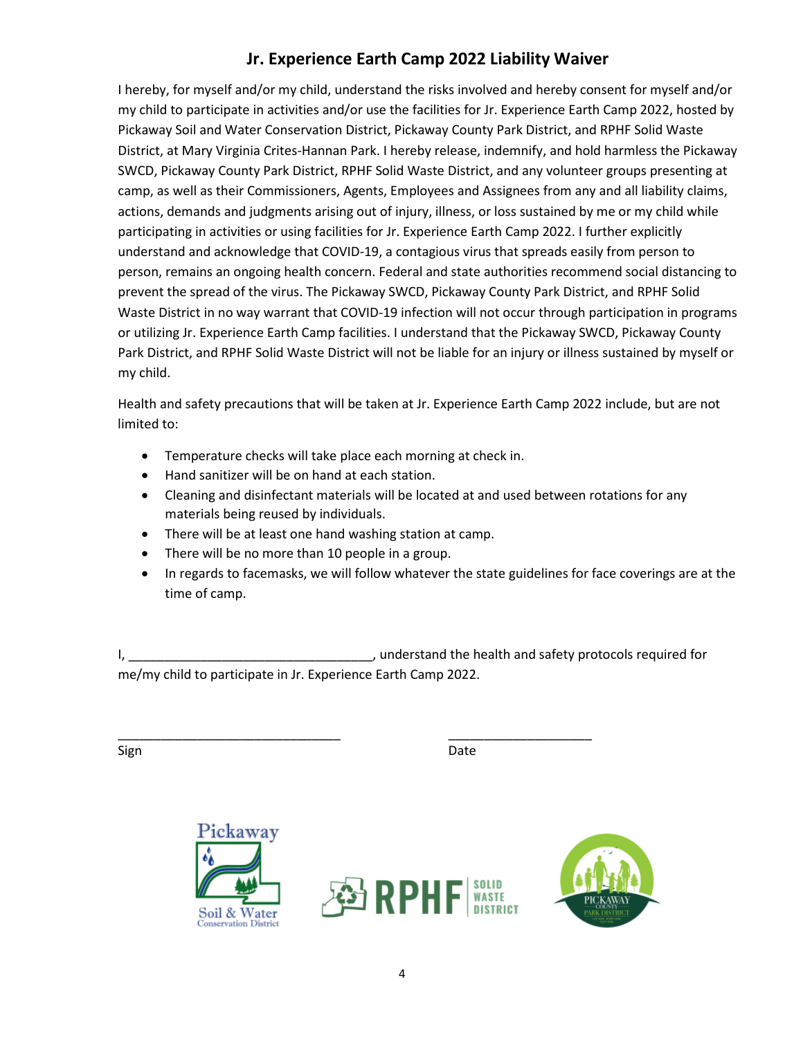# Jr. Experience Earth Camp 2022 Liability Waiver

I hereby, for myself and/or my child, understand the risks involved and hereby consent for myself and/or my child to participate in activities and/or use the facilities for Jr. Experience Earth Camp 2022, hosted by Pickaway Soil and Water Conservation District, Pickaway County Park District, and RPHF Solid Waste District, at Mary Virginia Crites-Hannan Park. I hereby release, indemnify, and hold harmless the Pickaway SWCD, Pickaway County Park District, RPHF Solid Waste District, and any volunteer groups presenting at camp, as well as their Commissioners, Agents, Employees and Assignees from any and all liability claims, actions, demands and judgments arising out of injury, illness, or loss sustained by me or my child while participating in activities or using facilities for Jr. Experience Earth Camp 2022. I further explicitly understand and acknowledge that COVID-19, a contagious virus that spreads easily from person to person, remains an ongoing health concern. Federal and state authorities recommend social distancing to prevent the spread of the virus. The Pickaway SWCD, Pickaway County Park District, and RPHF Solid Waste District in no way warrant that COVID-19 infection will not occur through participation in programs or utilizing Jr. Experience Earth Camp facilities. I understand that the Pickaway SWCD, Pickaway County Park District, and RPHF Solid Waste District will not be liable for an injury or illness sustained by myself or my child.

Health and safety precautions that will be taken at Jr. Experience Earth Camp 2022 include, but are not limited to:

- Temperature checks will take place each morning at check in.
- Hand sanitizer will be on hand at each station.
- Cleaning and disinfectant materials will be located at and used between rotations for any materials being reused by individuals.
- There will be at least one hand washing station at camp.
- There will be no more than 10 people in a group.
- In regards to facemasks, we will follow whatever the state guidelines for face coverings are at the time of camp.

I, __________________________________, understand the health and safety protocols required for me/my child to participate in Jr. Experience Earth Camp 2022.

_______________________________ Sign

____________________ Date

Pickaway Soil & Water Conservation District

RPHF SOLID WASTE DISTRICT

PICKAWAY COUNTY PARK DISTRICT